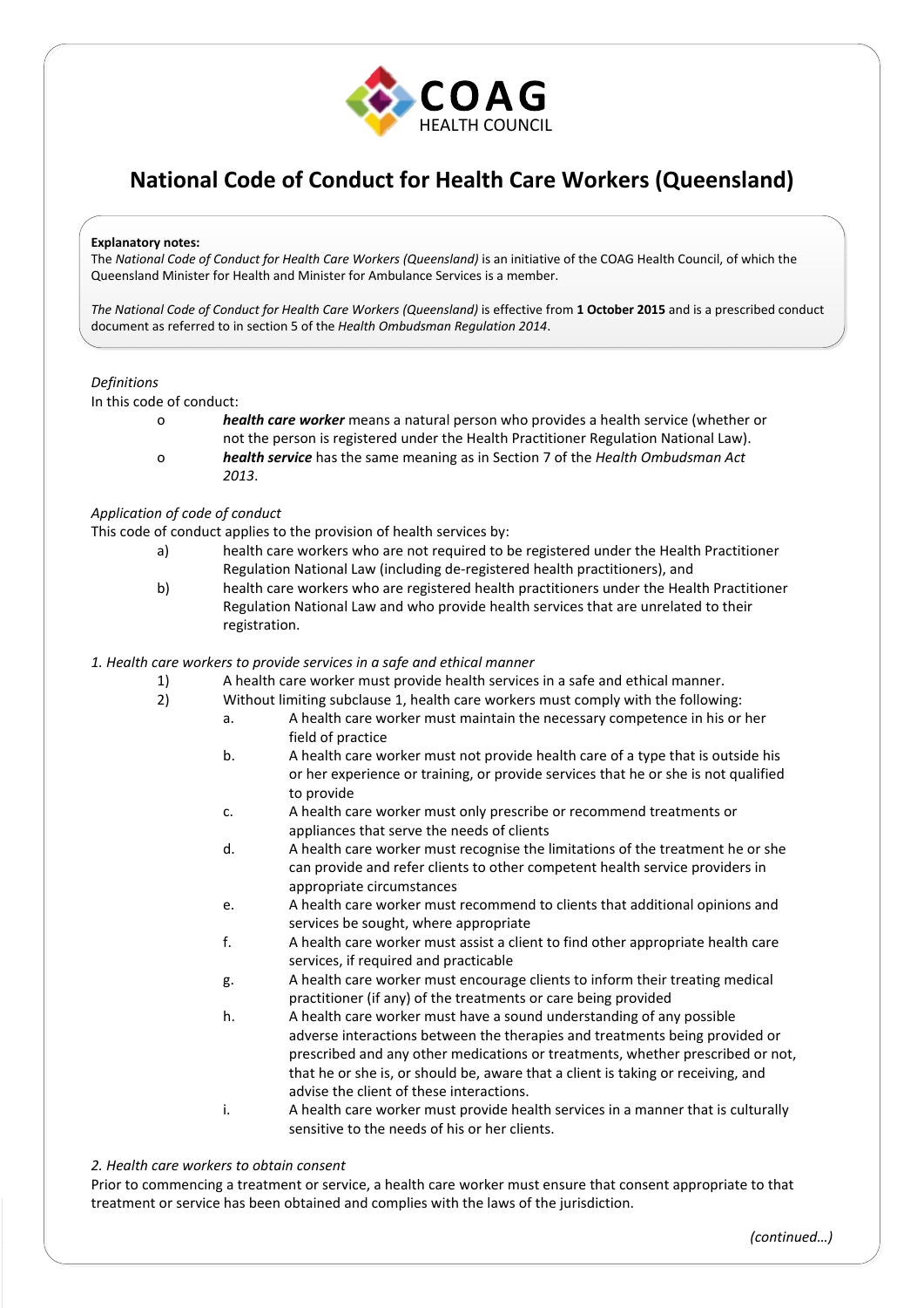COAG HEALTH COUNCIL

# National Code of Conduct for Health Care Workers (Queensland)

**Explanatory notes:**
The *National Code of Conduct for Health Care Workers (Queensland)* is an initiative of the COAG Health Council, of which the Queensland Minister for Health and Minister for Ambulance Services is a member.

*The National Code of Conduct for Health Care Workers (Queensland)* is effective from **1 October 2015** and is a prescribed conduct document as referred to in section 5 of the *Health Ombudsman Regulation 2014*.

*Definitions*

In this code of conduct:

- ***health care worker*** means a natural person who provides a health service (whether or not the person is registered under the Health Practitioner Regulation National Law).
- ***health service*** has the same meaning as in Section 7 of the *Health Ombudsman Act 2013*.

*Application of code of conduct*

This code of conduct applies to the provision of health services by:

a) health care workers who are not required to be registered under the Health Practitioner Regulation National Law (including de-registered health practitioners), and

b) health care workers who are registered health practitioners under the Health Practitioner Regulation National Law and who provide health services that are unrelated to their registration.

*1. Health care workers to provide services in a safe and ethical manner*

1) A health care worker must provide health services in a safe and ethical manner.

2) Without limiting subclause 1, health care workers must comply with the following:

   a. A health care worker must maintain the necessary competence in his or her field of practice

   b. A health care worker must not provide health care of a type that is outside his or her experience or training, or provide services that he or she is not qualified to provide

   c. A health care worker must only prescribe or recommend treatments or appliances that serve the needs of clients

   d. A health care worker must recognise the limitations of the treatment he or she can provide and refer clients to other competent health service providers in appropriate circumstances

   e. A health care worker must recommend to clients that additional opinions and services be sought, where appropriate

   f. A health care worker must assist a client to find other appropriate health care services, if required and practicable

   g. A health care worker must encourage clients to inform their treating medical practitioner (if any) of the treatments or care being provided

   h. A health care worker must have a sound understanding of any possible adverse interactions between the therapies and treatments being provided or prescribed and any other medications or treatments, whether prescribed or not, that he or she is, or should be, aware that a client is taking or receiving, and advise the client of these interactions.

   i. A health care worker must provide health services in a manner that is culturally sensitive to the needs of his or her clients.

*2. Health care workers to obtain consent*

Prior to commencing a treatment or service, a health care worker must ensure that consent appropriate to that treatment or service has been obtained and complies with the laws of the jurisdiction.

*(continued…)*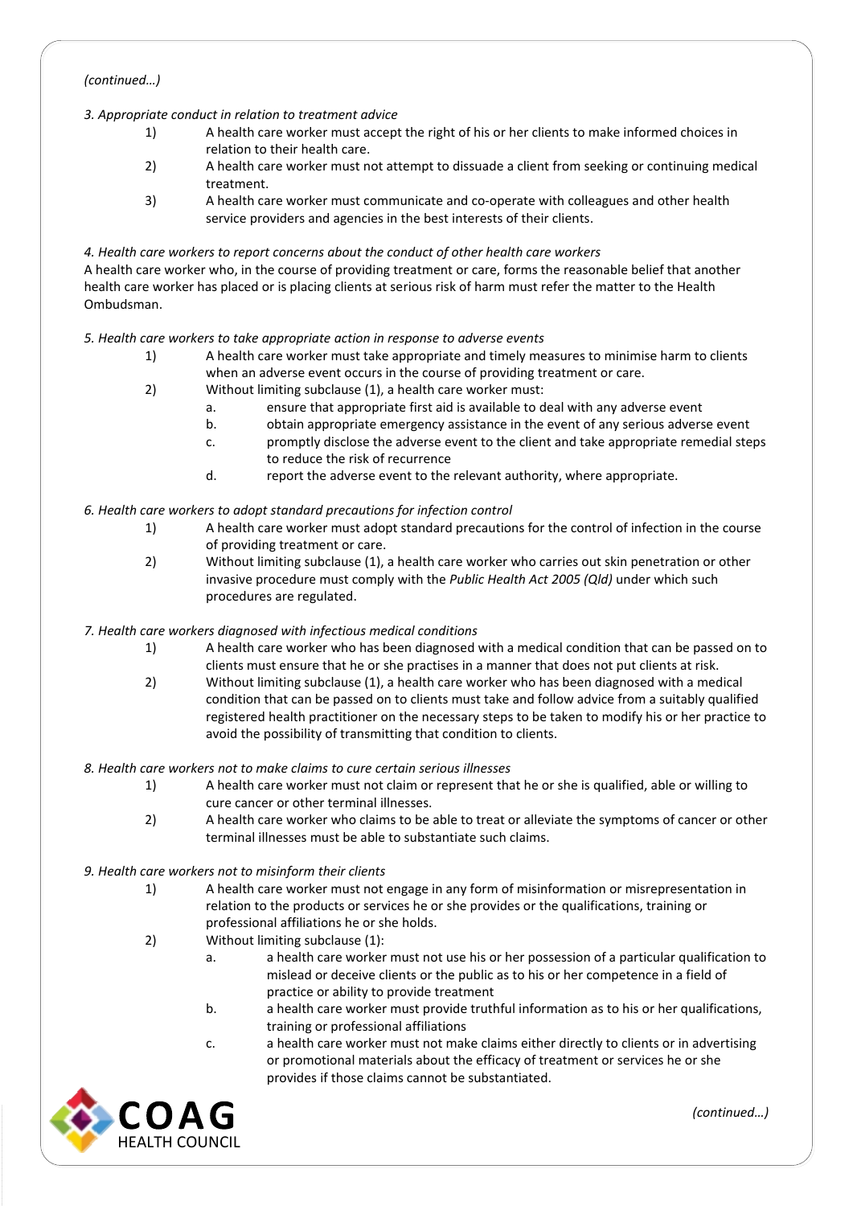*(continued…)*

*3. Appropriate conduct in relation to treatment advice*

1) A health care worker must accept the right of his or her clients to make informed choices in relation to their health care.
2) A health care worker must not attempt to dissuade a client from seeking or continuing medical treatment.
3) A health care worker must communicate and co-operate with colleagues and other health service providers and agencies in the best interests of their clients.

*4. Health care workers to report concerns about the conduct of other health care workers*

A health care worker who, in the course of providing treatment or care, forms the reasonable belief that another health care worker has placed or is placing clients at serious risk of harm must refer the matter to the Health Ombudsman.

*5. Health care workers to take appropriate action in response to adverse events*

1) A health care worker must take appropriate and timely measures to minimise harm to clients when an adverse event occurs in the course of providing treatment or care.
2) Without limiting subclause (1), a health care worker must:
   a. ensure that appropriate first aid is available to deal with any adverse event
   b. obtain appropriate emergency assistance in the event of any serious adverse event
   c. promptly disclose the adverse event to the client and take appropriate remedial steps to reduce the risk of recurrence
   d. report the adverse event to the relevant authority, where appropriate.

*6. Health care workers to adopt standard precautions for infection control*

1) A health care worker must adopt standard precautions for the control of infection in the course of providing treatment or care.
2) Without limiting subclause (1), a health care worker who carries out skin penetration or other invasive procedure must comply with the *Public Health Act 2005 (Qld)* under which such procedures are regulated.

*7. Health care workers diagnosed with infectious medical conditions*

1) A health care worker who has been diagnosed with a medical condition that can be passed on to clients must ensure that he or she practises in a manner that does not put clients at risk.
2) Without limiting subclause (1), a health care worker who has been diagnosed with a medical condition that can be passed on to clients must take and follow advice from a suitably qualified registered health practitioner on the necessary steps to be taken to modify his or her practice to avoid the possibility of transmitting that condition to clients.

*8. Health care workers not to make claims to cure certain serious illnesses*

1) A health care worker must not claim or represent that he or she is qualified, able or willing to cure cancer or other terminal illnesses.
2) A health care worker who claims to be able to treat or alleviate the symptoms of cancer or other terminal illnesses must be able to substantiate such claims.

*9. Health care workers not to misinform their clients*

1) A health care worker must not engage in any form of misinformation or misrepresentation in relation to the products or services he or she provides or the qualifications, training or professional affiliations he or she holds.
2) Without limiting subclause (1):
   a. a health care worker must not use his or her possession of a particular qualification to mislead or deceive clients or the public as to his or her competence in a field of practice or ability to provide treatment
   b. a health care worker must provide truthful information as to his or her qualifications, training or professional affiliations
   c. a health care worker must not make claims either directly to clients or in advertising or promotional materials about the efficacy of treatment or services he or she provides if those claims cannot be substantiated.

*(continued…)*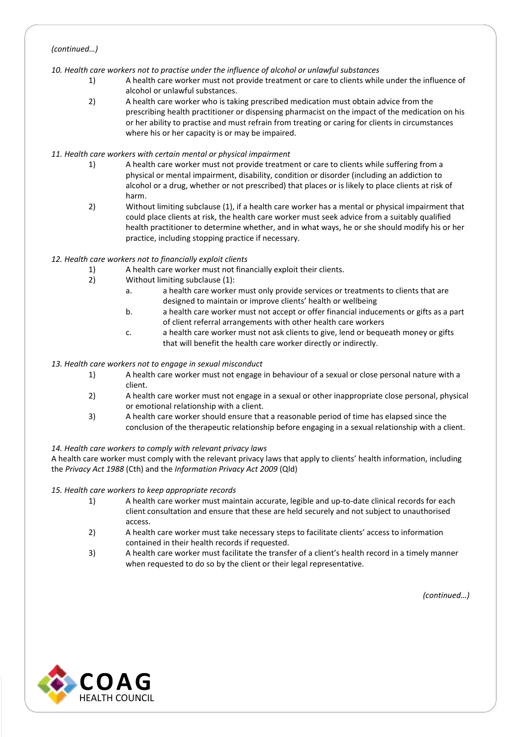*(continued…)*

*10. Health care workers not to practise under the influence of alcohol or unlawful substances*

1) A health care worker must not provide treatment or care to clients while under the influence of alcohol or unlawful substances.
2) A health care worker who is taking prescribed medication must obtain advice from the prescribing health practitioner or dispensing pharmacist on the impact of the medication on his or her ability to practise and must refrain from treating or caring for clients in circumstances where his or her capacity is or may be impaired.

*11. Health care workers with certain mental or physical impairment*

1) A health care worker must not provide treatment or care to clients while suffering from a physical or mental impairment, disability, condition or disorder (including an addiction to alcohol or a drug, whether or not prescribed) that places or is likely to place clients at risk of harm.
2) Without limiting subclause (1), if a health care worker has a mental or physical impairment that could place clients at risk, the health care worker must seek advice from a suitably qualified health practitioner to determine whether, and in what ways, he or she should modify his or her practice, including stopping practice if necessary.

*12. Health care workers not to financially exploit clients*

1) A health care worker must not financially exploit their clients.
2) Without limiting subclause (1):
   a. a health care worker must only provide services or treatments to clients that are designed to maintain or improve clients' health or wellbeing
   b. a health care worker must not accept or offer financial inducements or gifts as a part of client referral arrangements with other health care workers
   c. a health care worker must not ask clients to give, lend or bequeath money or gifts that will benefit the health care worker directly or indirectly.

*13. Health care workers not to engage in sexual misconduct*

1) A health care worker must not engage in behaviour of a sexual or close personal nature with a client.
2) A health care worker must not engage in a sexual or other inappropriate close personal, physical or emotional relationship with a client.
3) A health care worker should ensure that a reasonable period of time has elapsed since the conclusion of the therapeutic relationship before engaging in a sexual relationship with a client.

*14. Health care workers to comply with relevant privacy laws*

A health care worker must comply with the relevant privacy laws that apply to clients' health information, including the *Privacy Act 1988* (Cth) and the *Information Privacy Act 2009* (Qld)

*15. Health care workers to keep appropriate records*

1) A health care worker must maintain accurate, legible and up-to-date clinical records for each client consultation and ensure that these are held securely and not subject to unauthorised access.
2) A health care worker must take necessary steps to facilitate clients' access to information contained in their health records if requested.
3) A health care worker must facilitate the transfer of a client's health record in a timely manner when requested to do so by the client or their legal representative.

*(continued…)*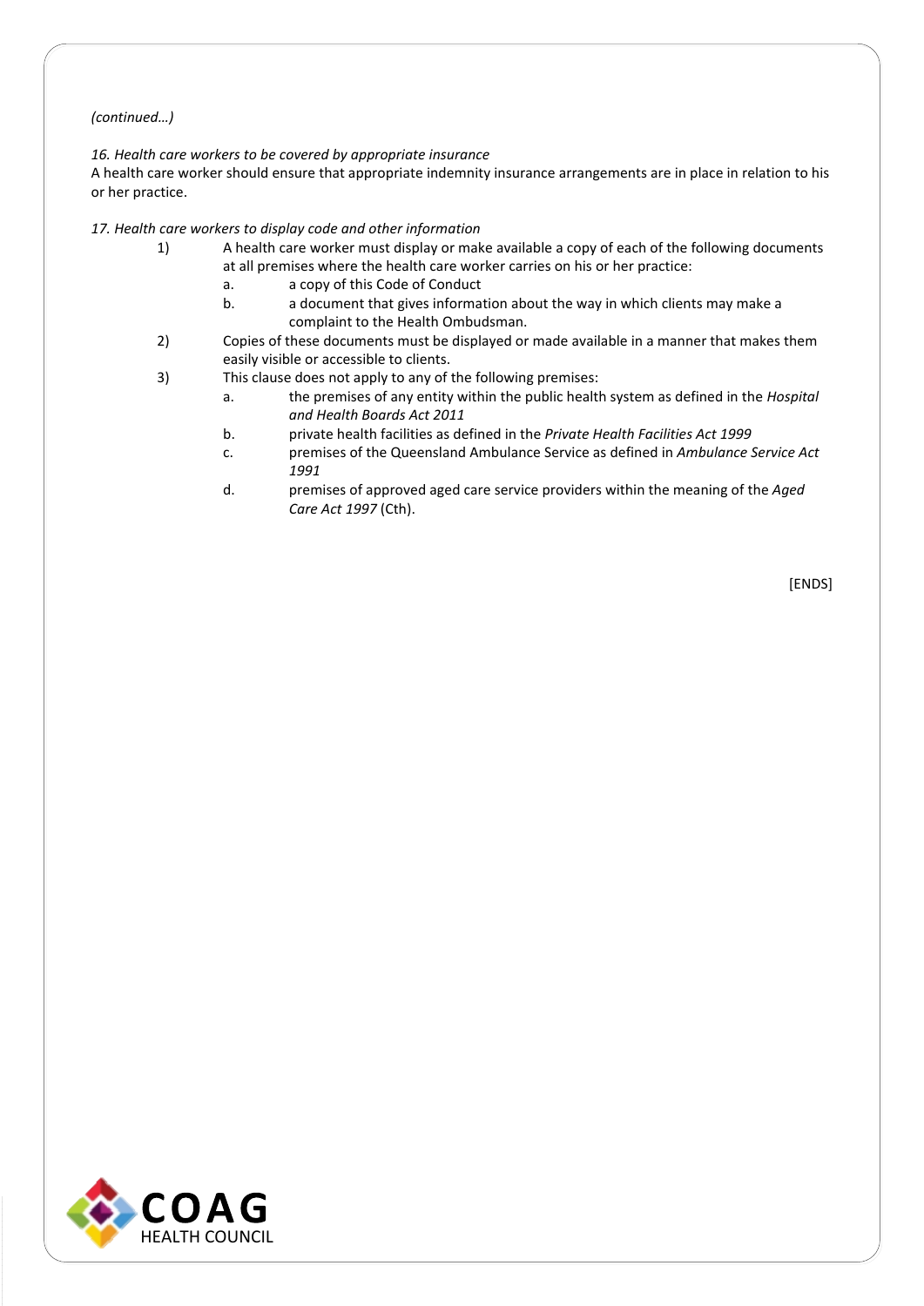*(continued…)*

*16. Health care workers to be covered by appropriate insurance*

A health care worker should ensure that appropriate indemnity insurance arrangements are in place in relation to his or her practice.

*17. Health care workers to display code and other information*

1) A health care worker must display or make available a copy of each of the following documents at all premises where the health care worker carries on his or her practice:
   a. a copy of this Code of Conduct
   b. a document that gives information about the way in which clients may make a complaint to the Health Ombudsman.
2) Copies of these documents must be displayed or made available in a manner that makes them easily visible or accessible to clients.
3) This clause does not apply to any of the following premises:
   a. the premises of any entity within the public health system as defined in the *Hospital and Health Boards Act 2011*
   b. private health facilities as defined in the *Private Health Facilities Act 1999*
   c. premises of the Queensland Ambulance Service as defined in *Ambulance Service Act 1991*
   d. premises of approved aged care service providers within the meaning of the *Aged Care Act 1997* (Cth).

[ENDS]